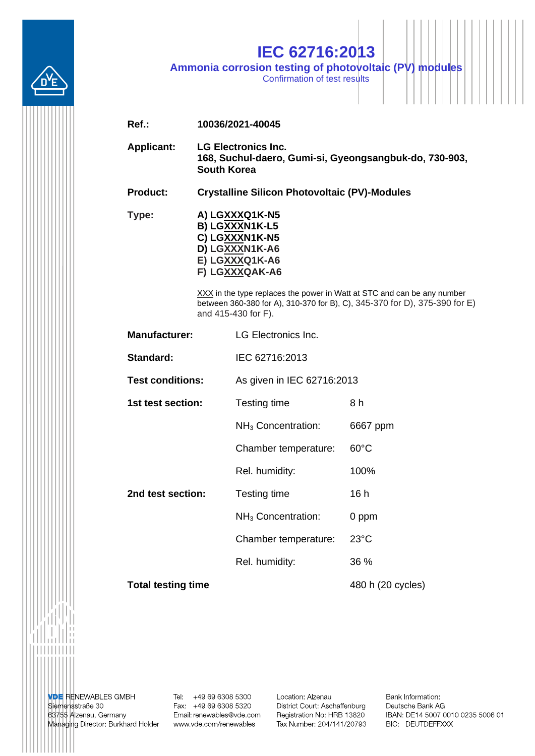# IEC 62716:2013

## Ammonia corrosion testing of photovoltaic (PV) modules

Confirmation of test results

**Ref.:** **10036/2021-40045**

**Applicant:** **LG Electronics Inc.**
**168, Suchul-daero, Gumi-si, Gyeongsangbuk-do, 730-903, South Korea**

**Product:** **Crystalline Silicon Photovoltaic (PV)-Modules**

**Type:**
**A) LGXXXQ1K-N5**
**B) LGXXXN1K-L5**
**C) LGXXXN1K-N5**
**D) LGXXXN1K-A6**
**E) LGXXXQ1K-A6**
**F) LGXXXQAK-A6**

XXX in the type replaces the power in Watt at STC and can be any number between 360-380 for A), 310-370 for B), C), 345-370 for D), 375-390 for E) and 415-430 for F).

| | | |
|---|---|---|
| **Manufacturer:** | LG Electronics Inc. | |
| **Standard:** | IEC 62716:2013 | |
| **Test conditions:** | As given in IEC 62716:2013 | |
| **1st test section:** | Testing time | 8 h |
| | $NH_3$ Concentration: | 6667 ppm |
| | Chamber temperature: | 60°C |
| | Rel. humidity: | 100% |
| **2nd test section:** | Testing time | 16 h |
| | $NH_3$ Concentration: | 0 ppm |
| | Chamber temperature: | 23°C |
| | Rel. humidity: | 36 % |
| **Total testing time** | | 480 h (20 cycles) |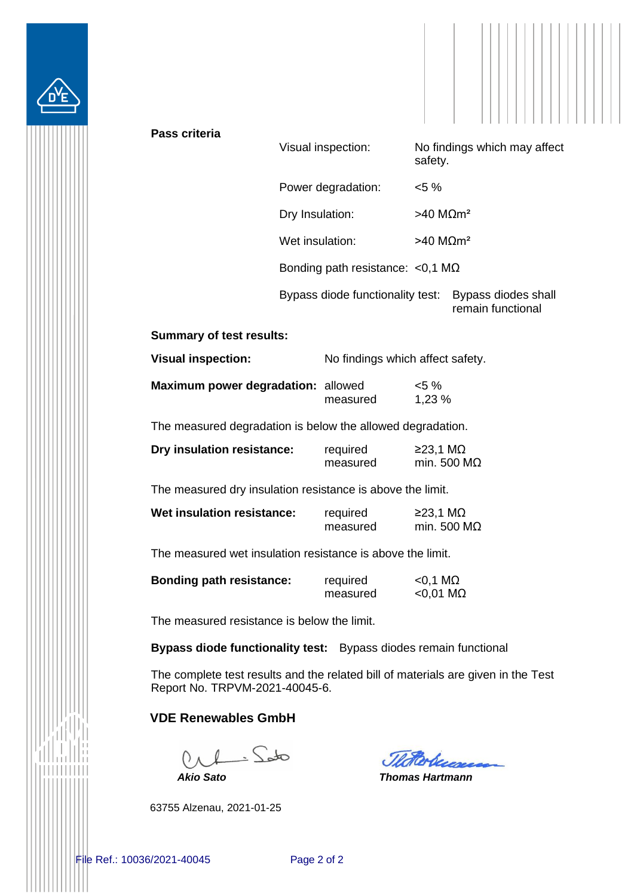**Pass criteria**

| | |
|---|---|
| Visual inspection: | No findings which may affect safety. |
| Power degradation: | <5 % |
| Dry Insulation: | >40 MΩm² |
| Wet insulation: | >40 MΩm² |
| Bonding path resistance: | <0,1 MΩ |
| Bypass diode functionality test: | Bypass diodes shall remain functional |

**Summary of test results:**

**Visual inspection:** No findings which affect safety.

| | | |
|---|---|---|
| **Maximum power degradation:** | allowed | <5 % |
| | measured | 1,23 % |

The measured degradation is below the allowed degradation.

| | | |
|---|---|---|
| **Dry insulation resistance:** | required | ≥23,1 MΩ |
| | measured | min. 500 MΩ |

The measured dry insulation resistance is above the limit.

| | | |
|---|---|---|
| **Wet insulation resistance:** | required | ≥23,1 MΩ |
| | measured | min. 500 MΩ |

The measured wet insulation resistance is above the limit.

| | | |
|---|---|---|
| **Bonding path resistance:** | required | <0,1 MΩ |
| | measured | <0,01 MΩ |

The measured resistance is below the limit.

**Bypass diode functionality test:** Bypass diodes remain functional

The complete test results and the related bill of materials are given in the Test Report No. TRPVM-2021-40045-6.

**VDE Renewables GmbH**

***Akio Sato*** ***Thomas Hartmann***

63755 Alzenau, 2021-01-25

File Ref.: 10036/2021-40045